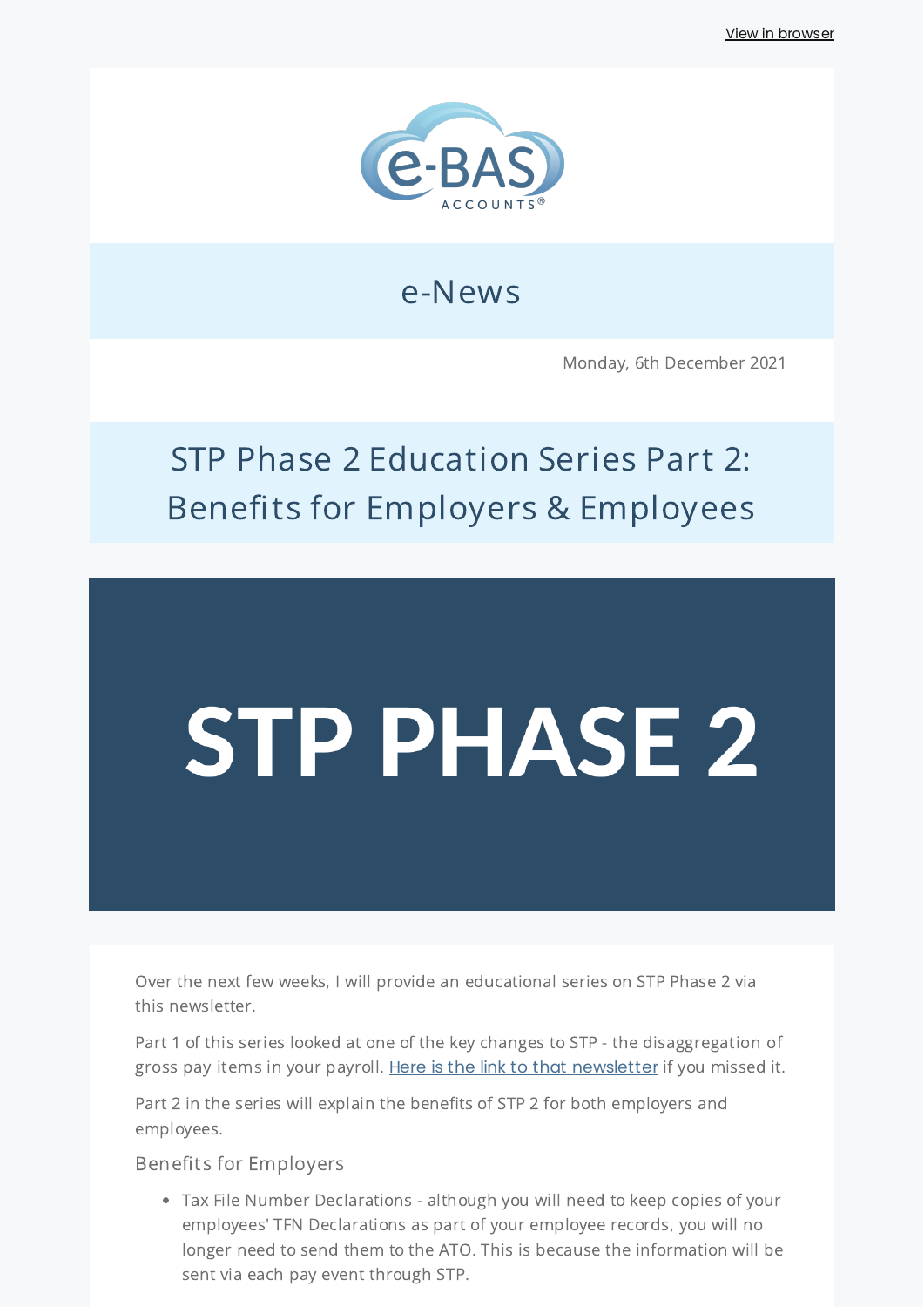View in browser

e-BAS ACCOUNTS®

# e-News

Monday, 6th December 2021

## STP Phase 2 Education Series Part 2: Benefits for Employers & Employees

STP PHASE 2

Over the next few weeks, I will provide an educational series on STP Phase 2 via this newsletter.

Part 1 of this series looked at one of the key changes to STP - the disaggregation of gross pay items in your payroll. [Here is the link to that newsletter]() if you missed it.

Part 2 in the series will explain the benefits of STP 2 for both employers and employees.

### Benefits for Employers

- Tax File Number Declarations - although you will need to keep copies of your employees' TFN Declarations as part of your employee records, you will no longer need to send them to the ATO. This is because the information will be sent via each pay event through STP.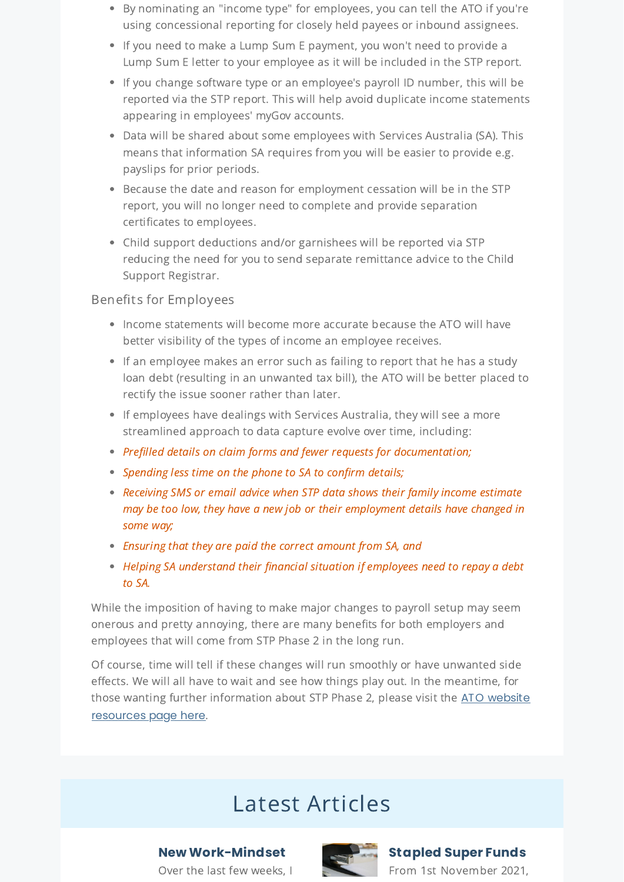- By nominating an "income type" for employees, you can tell the ATO if you're using concessional reporting for closely held payees or inbound assignees.
- If you need to make a Lump Sum E payment, you won't need to provide a Lump Sum E letter to your employee as it will be included in the STP report.
- If you change software type or an employee's payroll ID number, this will be reported via the STP report. This will help avoid duplicate income statements appearing in employees' myGov accounts.
- Data will be shared about some employees with Services Australia (SA). This means that information SA requires from you will be easier to provide e.g. payslips for prior periods.
- Because the date and reason for employment cessation will be in the STP report, you will no longer need to complete and provide separation certificates to employees.
- Child support deductions and/or garnishees will be reported via STP reducing the need for you to send separate remittance advice to the Child Support Registrar.

### Benefits for Employees

- Income statements will become more accurate because the ATO will have better visibility of the types of income an employee receives.
- If an employee makes an error such as failing to report that he has a study loan debt (resulting in an unwanted tax bill), the ATO will be better placed to rectify the issue sooner rather than later.
- If employees have dealings with Services Australia, they will see a more streamlined approach to data capture evolve over time, including:
- *Prefilled details on claim forms and fewer requests for documentation;*
- *Spending less time on the phone to SA to confirm details;*
- *Receiving SMS or email advice when STP data shows their family income estimate may be too low, they have a new job or their employment details have changed in some way;*
- *Ensuring that they are paid the correct amount from SA, and*
- *Helping SA understand their financial situation if employees need to repay a debt to SA.*

While the imposition of having to make major changes to payroll setup may seem onerous and pretty annoying, there are many benefits for both employers and employees that will come from STP Phase 2 in the long run.

Of course, time will tell if these changes will run smoothly or have unwanted side effects. We will all have to wait and see how things play out. In the meantime, for those wanting further information about STP Phase 2, please visit the ATO website resources page here.

## Latest Articles

**New Work-Mindset**

Over the last few weeks, I

**Stapled Super Funds**

From 1st November 2021,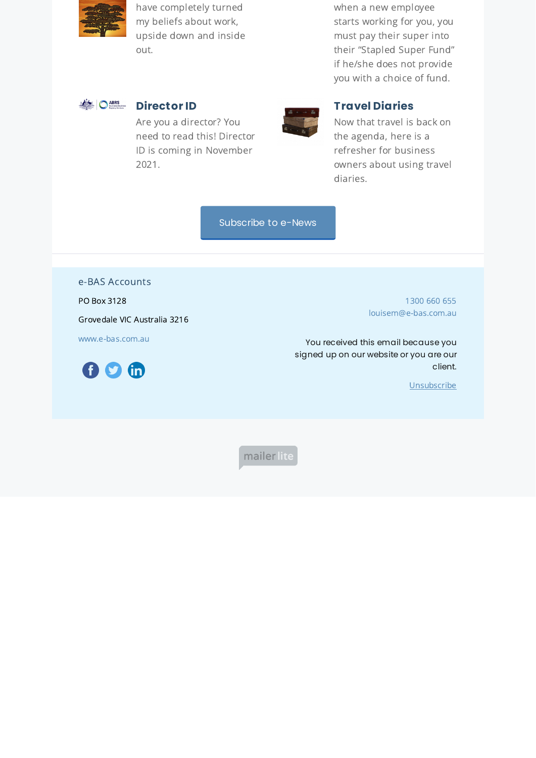have completely turned my beliefs about work, upside down and inside out.

when a new employee starts working for you, you must pay their super into their "Stapled Super Fund" if he/she does not provide you with a choice of fund.

### Director ID

Are you a director? You need to read this! Director ID is coming in November 2021.

### Travel Diaries

Now that travel is back on the agenda, here is a refresher for business owners about using travel diaries.

Subscribe to e-News

e-BAS Accounts

PO Box 3128

Grovedale VIC Australia 3216

www.e-bas.com.au

1300 660 655
louisem@e-bas.com.au

You received this email because you signed up on our website or you are our client.

Unsubscribe

mailerlite